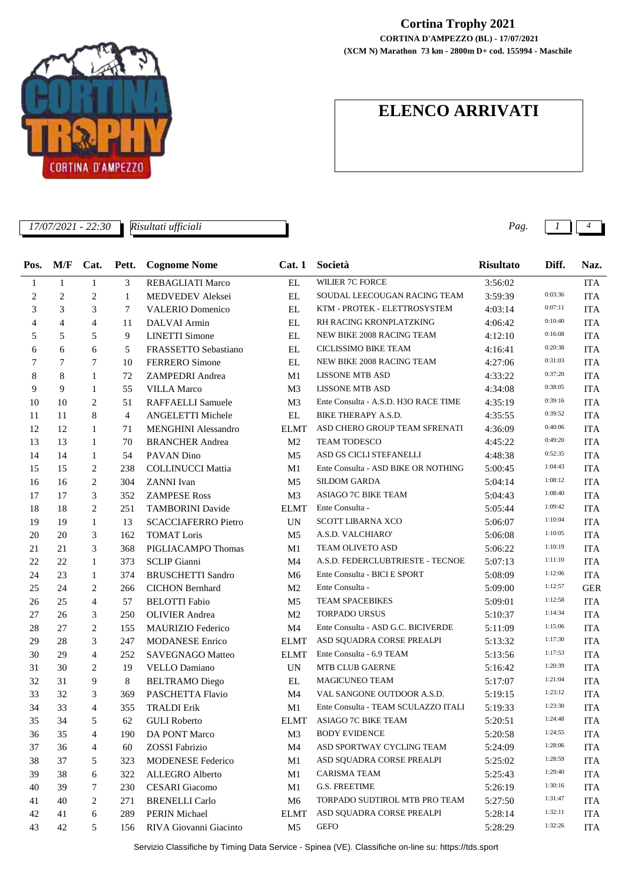# Cortina Trophy 2021

**CORTINA D'AMPEZZO (BL) - 17/07/2021**

**(XCM N) Marathon 73 km - 2800m D+ cod. 155994 - Maschile**

## ELENCO ARRIVATI

*17/07/2021 - 22:30* *Risultati ufficiali*

| Pos. | M/F | Cat. | Pett. | Cognome Nome | Cat. 1 | Società | Risultato | Diff. | Naz. |
|---|---|---|---|---|---|---|---|---|---|
| 1 | 1 | 1 | 3 | REBAGLIATI Marco | EL | WILIER 7C FORCE | 3:56:02 | | ITA |
| 2 | 2 | 2 | 1 | MEDVEDEV Aleksei | EL | SOUDAL LEECOUGAN RACING TEAM | 3:59:39 | 0:03:36 | ITA |
| 3 | 3 | 3 | 7 | VALERIO Domenico | EL | KTM - PROTEK - ELETTROSYSTEM | 4:03:14 | 0:07:11 | ITA |
| 4 | 4 | 4 | 11 | DALVAI Armin | EL | RH RACING KRONPLATZKING | 4:06:42 | 0:10:40 | ITA |
| 5 | 5 | 5 | 9 | LINETTI Simone | EL | NEW BIKE 2008 RACING TEAM | 4:12:10 | 0:16:08 | ITA |
| 6 | 6 | 6 | 5 | FRASSETTO Sebastiano | EL | CICLISSIMO BIKE TEAM | 4:16:41 | 0:20:38 | ITA |
| 7 | 7 | 7 | 10 | FERRERO Simone | EL | NEW BIKE 2008 RACING TEAM | 4:27:06 | 0:31:03 | ITA |
| 8 | 8 | 1 | 72 | ZAMPEDRI Andrea | M1 | LISSONE MTB ASD | 4:33:22 | 0:37:20 | ITA |
| 9 | 9 | 1 | 55 | VILLA Marco | M3 | LISSONE MTB ASD | 4:34:08 | 0:38:05 | ITA |
| 10 | 10 | 2 | 51 | RAFFAELLI Samuele | M3 | Ente Consulta - A.S.D. H3O RACE TIME | 4:35:19 | 0:39:16 | ITA |
| 11 | 11 | 8 | 4 | ANGELETTI Michele | EL | BIKE THERAPY A.S.D. | 4:35:55 | 0:39:52 | ITA |
| 12 | 12 | 1 | 71 | MENGHINI Alessandro | ELMT | ASD CHERO GROUP TEAM SFRENATI | 4:36:09 | 0:40:06 | ITA |
| 13 | 13 | 1 | 70 | BRANCHER Andrea | M2 | TEAM TODESCO | 4:45:22 | 0:49:20 | ITA |
| 14 | 14 | 1 | 54 | PAVAN Dino | M5 | ASD GS CICLI STEFANELLI | 4:48:38 | 0:52:35 | ITA |
| 15 | 15 | 2 | 238 | COLLINUCCI Mattia | M1 | Ente Consulta - ASD BIKE OR NOTHING | 5:00:45 | 1:04:43 | ITA |
| 16 | 16 | 2 | 304 | ZANNI Ivan | M5 | SILDOM GARDA | 5:04:14 | 1:08:12 | ITA |
| 17 | 17 | 3 | 352 | ZAMPESE Ross | M3 | ASIAGO 7C BIKE TEAM | 5:04:43 | 1:08:40 | ITA |
| 18 | 18 | 2 | 251 | TAMBORINI Davide | ELMT | Ente Consulta - | 5:05:44 | 1:09:42 | ITA |
| 19 | 19 | 1 | 13 | SCACCIAFERRO Pietro | UN | SCOTT LIBARNA XCO | 5:06:07 | 1:10:04 | ITA |
| 20 | 20 | 3 | 162 | TOMAT Loris | M5 | A.S.D. VALCHIARO' | 5:06:08 | 1:10:05 | ITA |
| 21 | 21 | 3 | 368 | PIGLIACAMPO Thomas | M1 | TEAM OLIVETO ASD | 5:06:22 | 1:10:19 | ITA |
| 22 | 22 | 1 | 373 | SCLIP Gianni | M4 | A.S.D. FEDERCLUBTRIESTE - TECNOE | 5:07:13 | 1:11:10 | ITA |
| 24 | 23 | 1 | 374 | BRUSCHETTI Sandro | M6 | Ente Consulta - BICI E SPORT | 5:08:09 | 1:12:06 | ITA |
| 25 | 24 | 2 | 266 | CICHON Bernhard | M2 | Ente Consulta - | 5:09:00 | 1:12:57 | GER |
| 26 | 25 | 4 | 57 | BELOTTI Fabio | M5 | TEAM SPACEBIKES | 5:09:01 | 1:12:58 | ITA |
| 27 | 26 | 3 | 250 | OLIVIER Andrea | M2 | TORPADO URSUS | 5:10:37 | 1:14:34 | ITA |
| 28 | 27 | 2 | 155 | MAURIZIO Federico | M4 | Ente Consulta - ASD G.C. BICIVERDE | 5:11:09 | 1:15:06 | ITA |
| 29 | 28 | 3 | 247 | MODANESE Enrico | ELMT | ASD SQUADRA CORSE PREALPI | 5:13:32 | 1:17:30 | ITA |
| 30 | 29 | 4 | 252 | SAVEGNAGO Matteo | ELMT | Ente Consulta - 6.9 TEAM | 5:13:56 | 1:17:53 | ITA |
| 31 | 30 | 2 | 19 | VELLO Damiano | UN | MTB CLUB GAERNE | 5:16:42 | 1:20:39 | ITA |
| 32 | 31 | 9 | 8 | BELTRAMO Diego | EL | MAGICUNEO TEAM | 5:17:07 | 1:21:04 | ITA |
| 33 | 32 | 3 | 369 | PASCHETTA Flavio | M4 | VAL SANGONE OUTDOOR A.S.D. | 5:19:15 | 1:23:12 | ITA |
| 34 | 33 | 4 | 355 | TRALDI Erik | M1 | Ente Consulta - TEAM SCULAZZO ITALI | 5:19:33 | 1:23:30 | ITA |
| 35 | 34 | 5 | 62 | GULI Roberto | ELMT | ASIAGO 7C BIKE TEAM | 5:20:51 | 1:24:48 | ITA |
| 36 | 35 | 4 | 190 | DA PONT Marco | M3 | BODY EVIDENCE | 5:20:58 | 1:24:55 | ITA |
| 37 | 36 | 4 | 60 | ZOSSI Fabrizio | M4 | ASD SPORTWAY CYCLING TEAM | 5:24:09 | 1:28:06 | ITA |
| 38 | 37 | 5 | 323 | MODENESE Federico | M1 | ASD SQUADRA CORSE PREALPI | 5:25:02 | 1:28:59 | ITA |
| 39 | 38 | 6 | 322 | ALLEGRO Alberto | M1 | CARISMA TEAM | 5:25:43 | 1:29:40 | ITA |
| 40 | 39 | 7 | 230 | CESARI Giacomo | M1 | G.S. FREETIME | 5:26:19 | 1:30:16 | ITA |
| 41 | 40 | 2 | 271 | BRENELLI Carlo | M6 | TORPADO SUDTIROL MTB PRO TEAM | 5:27:50 | 1:31:47 | ITA |
| 42 | 41 | 6 | 289 | PERIN Michael | ELMT | ASD SQUADRA CORSE PREALPI | 5:28:14 | 1:32:11 | ITA |
| 43 | 42 | 5 | 156 | RIVA Giovanni Giacinto | M5 | GEFO | 5:28:29 | 1:32:26 | ITA |

Servizio Classifiche by Timing Data Service - Spinea (VE). Classifiche on-line su: https://tds.sport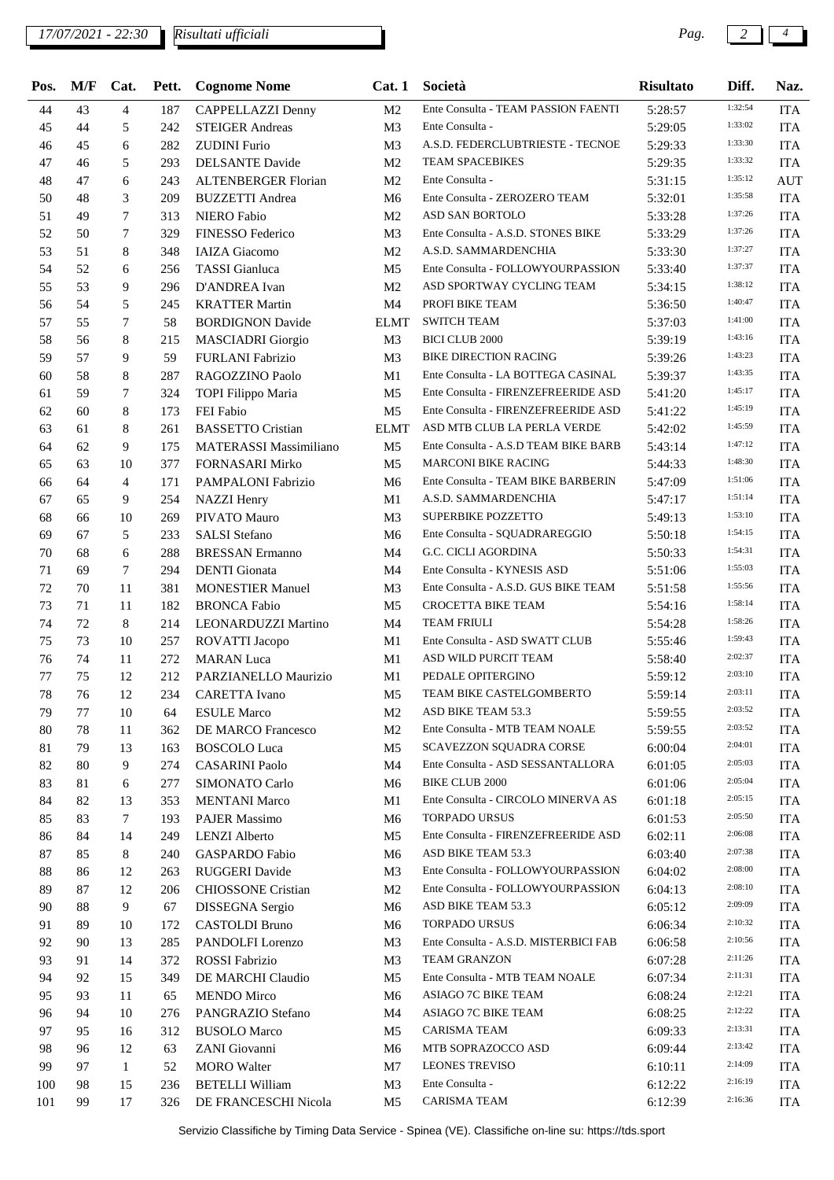| Pos. | M/F | Cat. | Pett. | Cognome Nome | Cat. 1 | Società | Risultato | Diff. | Naz. |
|---|---|---|---|---|---|---|---|---|---|
| 44 | 43 | 4 | 187 | CAPPELLAZZI Denny | M2 | Ente Consulta - TEAM PASSION FAENTI | 5:28:57 | 1:32:54 | ITA |
| 45 | 44 | 5 | 242 | STEIGER Andreas | M3 | Ente Consulta - | 5:29:05 | 1:33:02 | ITA |
| 46 | 45 | 6 | 282 | ZUDINI Furio | M3 | A.S.D. FEDERCLUBTRIESTE - TECNOE | 5:29:33 | 1:33:30 | ITA |
| 47 | 46 | 5 | 293 | DELSANTE Davide | M2 | TEAM SPACEBIKES | 5:29:35 | 1:33:32 | ITA |
| 48 | 47 | 6 | 243 | ALTENBERGER Florian | M2 | Ente Consulta - | 5:31:15 | 1:35:12 | AUT |
| 50 | 48 | 3 | 209 | BUZZETTI Andrea | M6 | Ente Consulta - ZEROZERO TEAM | 5:32:01 | 1:35:58 | ITA |
| 51 | 49 | 7 | 313 | NIERO Fabio | M2 | ASD SAN BORTOLO | 5:33:28 | 1:37:26 | ITA |
| 52 | 50 | 7 | 329 | FINESSO Federico | M3 | Ente Consulta - A.S.D. STONES BIKE | 5:33:29 | 1:37:26 | ITA |
| 53 | 51 | 8 | 348 | IAIZA Giacomo | M2 | A.S.D. SAMMARDENCHIA | 5:33:30 | 1:37:27 | ITA |
| 54 | 52 | 6 | 256 | TASSI Gianluca | M5 | Ente Consulta - FOLLOWYOURPASSION | 5:33:40 | 1:37:37 | ITA |
| 55 | 53 | 9 | 296 | D'ANDREA Ivan | M2 | ASD SPORTWAY CYCLING TEAM | 5:34:15 | 1:38:12 | ITA |
| 56 | 54 | 5 | 245 | KRATTER Martin | M4 | PROFI BIKE TEAM | 5:36:50 | 1:40:47 | ITA |
| 57 | 55 | 7 | 58 | BORDIGNON Davide | ELMT | SWITCH TEAM | 5:37:03 | 1:41:00 | ITA |
| 58 | 56 | 8 | 215 | MASCIADRI Giorgio | M3 | BICI CLUB 2000 | 5:39:19 | 1:43:16 | ITA |
| 59 | 57 | 9 | 59 | FURLANI Fabrizio | M3 | BIKE DIRECTION RACING | 5:39:26 | 1:43:23 | ITA |
| 60 | 58 | 8 | 287 | RAGOZZINO Paolo | M1 | Ente Consulta - LA BOTTEGA CASINAL | 5:39:37 | 1:43:35 | ITA |
| 61 | 59 | 7 | 324 | TOPI Filippo Maria | M5 | Ente Consulta - FIRENZEFREERIDE ASD | 5:41:20 | 1:45:17 | ITA |
| 62 | 60 | 8 | 173 | FEI Fabio | M5 | Ente Consulta - FIRENZEFREERIDE ASD | 5:41:22 | 1:45:19 | ITA |
| 63 | 61 | 8 | 261 | BASSETTO Cristian | ELMT | ASD MTB CLUB LA PERLA VERDE | 5:42:02 | 1:45:59 | ITA |
| 64 | 62 | 9 | 175 | MATERASSI Massimiliano | M5 | Ente Consulta - A.S.D TEAM BIKE BARB | 5:43:14 | 1:47:12 | ITA |
| 65 | 63 | 10 | 377 | FORNASARI Mirko | M5 | MARCONI BIKE RACING | 5:44:33 | 1:48:30 | ITA |
| 66 | 64 | 4 | 171 | PAMPALONI Fabrizio | M6 | Ente Consulta - TEAM BIKE BARBERIN | 5:47:09 | 1:51:06 | ITA |
| 67 | 65 | 9 | 254 | NAZZI Henry | M1 | A.S.D. SAMMARDENCHIA | 5:47:17 | 1:51:14 | ITA |
| 68 | 66 | 10 | 269 | PIVATO Mauro | M3 | SUPERBIKE POZZETTO | 5:49:13 | 1:53:10 | ITA |
| 69 | 67 | 5 | 233 | SALSI Stefano | M6 | Ente Consulta - SQUADRAREGGIO | 5:50:18 | 1:54:15 | ITA |
| 70 | 68 | 6 | 288 | BRESSAN Ermanno | M4 | G.C. CICLI AGORDINA | 5:50:33 | 1:54:31 | ITA |
| 71 | 69 | 7 | 294 | DENTI Gionata | M4 | Ente Consulta - KYNESIS ASD | 5:51:06 | 1:55:03 | ITA |
| 72 | 70 | 11 | 381 | MONESTIER Manuel | M3 | Ente Consulta - A.S.D. GUS BIKE TEAM | 5:51:58 | 1:55:56 | ITA |
| 73 | 71 | 11 | 182 | BRONCA Fabio | M5 | CROCETTA BIKE TEAM | 5:54:16 | 1:58:14 | ITA |
| 74 | 72 | 8 | 214 | LEONARDUZZI Martino | M4 | TEAM FRIULI | 5:54:28 | 1:58:26 | ITA |
| 75 | 73 | 10 | 257 | ROVATTI Jacopo | M1 | Ente Consulta - ASD SWATT CLUB | 5:55:46 | 1:59:43 | ITA |
| 76 | 74 | 11 | 272 | MARAN Luca | M1 | ASD WILD PURCIT TEAM | 5:58:40 | 2:02:37 | ITA |
| 77 | 75 | 12 | 212 | PARZIANELLO Maurizio | M1 | PEDALE OPITERGINO | 5:59:12 | 2:03:10 | ITA |
| 78 | 76 | 12 | 234 | CARETTA Ivano | M5 | TEAM BIKE CASTELGOMBERTO | 5:59:14 | 2:03:11 | ITA |
| 79 | 77 | 10 | 64 | ESULE Marco | M2 | ASD BIKE TEAM 53.3 | 5:59:55 | 2:03:52 | ITA |
| 80 | 78 | 11 | 362 | DE MARCO Francesco | M2 | Ente Consulta - MTB TEAM NOALE | 5:59:55 | 2:03:52 | ITA |
| 81 | 79 | 13 | 163 | BOSCOLO Luca | M5 | SCAVEZZON SQUADRA CORSE | 6:00:04 | 2:04:01 | ITA |
| 82 | 80 | 9 | 274 | CASARINI Paolo | M4 | Ente Consulta - ASD SESSANTALLORA | 6:01:05 | 2:05:03 | ITA |
| 83 | 81 | 6 | 277 | SIMONATO Carlo | M6 | BIKE CLUB 2000 | 6:01:06 | 2:05:04 | ITA |
| 84 | 82 | 13 | 353 | MENTANI Marco | M1 | Ente Consulta - CIRCOLO MINERVA AS | 6:01:18 | 2:05:15 | ITA |
| 85 | 83 | 7 | 193 | PAJER Massimo | M6 | TORPADO URSUS | 6:01:53 | 2:05:50 | ITA |
| 86 | 84 | 14 | 249 | LENZI Alberto | M5 | Ente Consulta - FIRENZEFREERIDE ASD | 6:02:11 | 2:06:08 | ITA |
| 87 | 85 | 8 | 240 | GASPARDO Fabio | M6 | ASD BIKE TEAM 53.3 | 6:03:40 | 2:07:38 | ITA |
| 88 | 86 | 12 | 263 | RUGGERI Davide | M3 | Ente Consulta - FOLLOWYOURPASSION | 6:04:02 | 2:08:00 | ITA |
| 89 | 87 | 12 | 206 | CHIOSSONE Cristian | M2 | Ente Consulta - FOLLOWYOURPASSION | 6:04:13 | 2:08:10 | ITA |
| 90 | 88 | 9 | 67 | DISSEGNA Sergio | M6 | ASD BIKE TEAM 53.3 | 6:05:12 | 2:09:09 | ITA |
| 91 | 89 | 10 | 172 | CASTOLDI Bruno | M6 | TORPADO URSUS | 6:06:34 | 2:10:32 | ITA |
| 92 | 90 | 13 | 285 | PANDOLFI Lorenzo | M3 | Ente Consulta - A.S.D. MISTERBICI FAB | 6:06:58 | 2:10:56 | ITA |
| 93 | 91 | 14 | 372 | ROSSI Fabrizio | M3 | TEAM GRANZON | 6:07:28 | 2:11:26 | ITA |
| 94 | 92 | 15 | 349 | DE MARCHI Claudio | M5 | Ente Consulta - MTB TEAM NOALE | 6:07:34 | 2:11:31 | ITA |
| 95 | 93 | 11 | 65 | MENDO Mirco | M6 | ASIAGO 7C BIKE TEAM | 6:08:24 | 2:12:21 | ITA |
| 96 | 94 | 10 | 276 | PANGRAZIO Stefano | M4 | ASIAGO 7C BIKE TEAM | 6:08:25 | 2:12:22 | ITA |
| 97 | 95 | 16 | 312 | BUSOLO Marco | M5 | CARISMA TEAM | 6:09:33 | 2:13:31 | ITA |
| 98 | 96 | 12 | 63 | ZANI Giovanni | M6 | MTB SOPRAZOCCO ASD | 6:09:44 | 2:13:42 | ITA |
| 99 | 97 | 1 | 52 | MORO Walter | M7 | LEONES TREVISO | 6:10:11 | 2:14:09 | ITA |
| 100 | 98 | 15 | 236 | BETELLI William | M3 | Ente Consulta - | 6:12:22 | 2:16:19 | ITA |
| 101 | 99 | 17 | 326 | DE FRANCESCHI Nicola | M5 | CARISMA TEAM | 6:12:39 | 2:16:36 | ITA |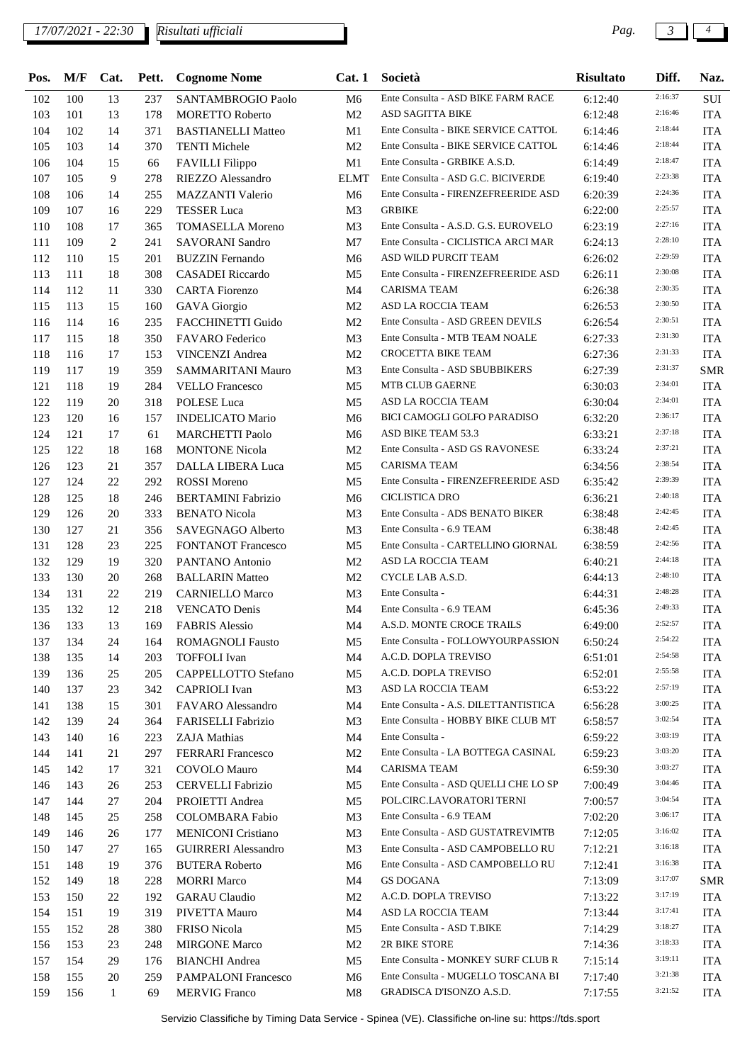| Pos. | M/F | Cat. | Pett. | Cognome Nome | Cat. 1 | Società | Risultato | Diff. | Naz. |
|---|---|---|---|---|---|---|---|---|---|
| 102 | 100 | 13 | 237 | SANTAMBROGIO Paolo | M6 | Ente Consulta - ASD BIKE FARM RACE | 6:12:40 | 2:16:37 | SUI |
| 103 | 101 | 13 | 178 | MORETTO Roberto | M2 | ASD SAGITTA BIKE | 6:12:48 | 2:16:46 | ITA |
| 104 | 102 | 14 | 371 | BASTIANELLI Matteo | M1 | Ente Consulta - BIKE SERVICE CATTOL | 6:14:46 | 2:18:44 | ITA |
| 105 | 103 | 14 | 370 | TENTI Michele | M2 | Ente Consulta - BIKE SERVICE CATTOL | 6:14:46 | 2:18:44 | ITA |
| 106 | 104 | 15 | 66 | FAVILLI Filippo | M1 | Ente Consulta - GRBIKE A.S.D. | 6:14:49 | 2:18:47 | ITA |
| 107 | 105 | 9 | 278 | RIEZZO Alessandro | ELMT | Ente Consulta - ASD G.C. BICIVERDE | 6:19:40 | 2:23:38 | ITA |
| 108 | 106 | 14 | 255 | MAZZANTI Valerio | M6 | Ente Consulta - FIRENZEFREERIDE ASD | 6:20:39 | 2:24:36 | ITA |
| 109 | 107 | 16 | 229 | TESSER Luca | M3 | GRBIKE | 6:22:00 | 2:25:57 | ITA |
| 110 | 108 | 17 | 365 | TOMASELLA Moreno | M3 | Ente Consulta - A.S.D. G.S. EUROVELO | 6:23:19 | 2:27:16 | ITA |
| 111 | 109 | 2 | 241 | SAVORANI Sandro | M7 | Ente Consulta - CICLISTICA ARCI MAR | 6:24:13 | 2:28:10 | ITA |
| 112 | 110 | 15 | 201 | BUZZIN Fernando | M6 | ASD WILD PURCIT TEAM | 6:26:02 | 2:29:59 | ITA |
| 113 | 111 | 18 | 308 | CASADEI Riccardo | M5 | Ente Consulta - FIRENZEFREERIDE ASD | 6:26:11 | 2:30:08 | ITA |
| 114 | 112 | 11 | 330 | CARTA Fiorenzo | M4 | CARISMA TEAM | 6:26:38 | 2:30:35 | ITA |
| 115 | 113 | 15 | 160 | GAVA Giorgio | M2 | ASD LA ROCCIA TEAM | 6:26:53 | 2:30:50 | ITA |
| 116 | 114 | 16 | 235 | FACCHINETTI Guido | M2 | Ente Consulta - ASD GREEN DEVILS | 6:26:54 | 2:30:51 | ITA |
| 117 | 115 | 18 | 350 | FAVARO Federico | M3 | Ente Consulta - MTB TEAM NOALE | 6:27:33 | 2:31:30 | ITA |
| 118 | 116 | 17 | 153 | VINCENZI Andrea | M2 | CROCETTA BIKE TEAM | 6:27:36 | 2:31:33 | ITA |
| 119 | 117 | 19 | 359 | SAMMARITANI Mauro | M3 | Ente Consulta - ASD SBUBBIKERS | 6:27:39 | 2:31:37 | SMR |
| 121 | 118 | 19 | 284 | VELLO Francesco | M5 | MTB CLUB GAERNE | 6:30:03 | 2:34:01 | ITA |
| 122 | 119 | 20 | 318 | POLESE Luca | M5 | ASD LA ROCCIA TEAM | 6:30:04 | 2:34:01 | ITA |
| 123 | 120 | 16 | 157 | INDELICATO Mario | M6 | BICI CAMOGLI GOLFO PARADISO | 6:32:20 | 2:36:17 | ITA |
| 124 | 121 | 17 | 61 | MARCHETTI Paolo | M6 | ASD BIKE TEAM 53.3 | 6:33:21 | 2:37:18 | ITA |
| 125 | 122 | 18 | 168 | MONTONE Nicola | M2 | Ente Consulta - ASD GS RAVONESE | 6:33:24 | 2:37:21 | ITA |
| 126 | 123 | 21 | 357 | DALLA LIBERA Luca | M5 | CARISMA TEAM | 6:34:56 | 2:38:54 | ITA |
| 127 | 124 | 22 | 292 | ROSSI Moreno | M5 | Ente Consulta - FIRENZEFREERIDE ASD | 6:35:42 | 2:39:39 | ITA |
| 128 | 125 | 18 | 246 | BERTAMINI Fabrizio | M6 | CICLISTICA DRO | 6:36:21 | 2:40:18 | ITA |
| 129 | 126 | 20 | 333 | BENATO Nicola | M3 | Ente Consulta - ADS BENATO BIKER | 6:38:48 | 2:42:45 | ITA |
| 130 | 127 | 21 | 356 | SAVEGNAGO Alberto | M3 | Ente Consulta - 6.9 TEAM | 6:38:48 | 2:42:45 | ITA |
| 131 | 128 | 23 | 225 | FONTANOT Francesco | M5 | Ente Consulta - CARTELLINO GIORNAL | 6:38:59 | 2:42:56 | ITA |
| 132 | 129 | 19 | 320 | PANTANO Antonio | M2 | ASD LA ROCCIA TEAM | 6:40:21 | 2:44:18 | ITA |
| 133 | 130 | 20 | 268 | BALLARIN Matteo | M2 | CYCLE LAB A.S.D. | 6:44:13 | 2:48:10 | ITA |
| 134 | 131 | 22 | 219 | CARNIELLO Marco | M3 | Ente Consulta - | 6:44:31 | 2:48:28 | ITA |
| 135 | 132 | 12 | 218 | VENCATO Denis | M4 | Ente Consulta - 6.9 TEAM | 6:45:36 | 2:49:33 | ITA |
| 136 | 133 | 13 | 169 | FABRIS Alessio | M4 | A.S.D. MONTE CROCE TRAILS | 6:49:00 | 2:52:57 | ITA |
| 137 | 134 | 24 | 164 | ROMAGNOLI Fausto | M5 | Ente Consulta - FOLLOWYOURPASSION | 6:50:24 | 2:54:22 | ITA |
| 138 | 135 | 14 | 203 | TOFFOLI Ivan | M4 | A.C.D. DOPLA TREVISO | 6:51:01 | 2:54:58 | ITA |
| 139 | 136 | 25 | 205 | CAPPELLOTTO Stefano | M5 | A.C.D. DOPLA TREVISO | 6:52:01 | 2:55:58 | ITA |
| 140 | 137 | 23 | 342 | CAPRIOLI Ivan | M3 | ASD LA ROCCIA TEAM | 6:53:22 | 2:57:19 | ITA |
| 141 | 138 | 15 | 301 | FAVARO Alessandro | M4 | Ente Consulta - A.S. DILETTANTISTICA | 6:56:28 | 3:00:25 | ITA |
| 142 | 139 | 24 | 364 | FARISELLI Fabrizio | M3 | Ente Consulta - HOBBY BIKE CLUB MT | 6:58:57 | 3:02:54 | ITA |
| 143 | 140 | 16 | 223 | ZAJA Mathias | M4 | Ente Consulta - | 6:59:22 | 3:03:19 | ITA |
| 144 | 141 | 21 | 297 | FERRARI Francesco | M2 | Ente Consulta - LA BOTTEGA CASINAL | 6:59:23 | 3:03:20 | ITA |
| 145 | 142 | 17 | 321 | COVOLO Mauro | M4 | CARISMA TEAM | 6:59:30 | 3:03:27 | ITA |
| 146 | 143 | 26 | 253 | CERVELLI Fabrizio | M5 | Ente Consulta - ASD QUELLI CHE LO SP | 7:00:49 | 3:04:46 | ITA |
| 147 | 144 | 27 | 204 | PROIETTI Andrea | M5 | POL.CIRC.LAVORATORI TERNI | 7:00:57 | 3:04:54 | ITA |
| 148 | 145 | 25 | 258 | COLOMBARA Fabio | M3 | Ente Consulta - 6.9 TEAM | 7:02:20 | 3:06:17 | ITA |
| 149 | 146 | 26 | 177 | MENICONI Cristiano | M3 | Ente Consulta - ASD GUSTATREVIMTB | 7:12:05 | 3:16:02 | ITA |
| 150 | 147 | 27 | 165 | GUIRRERI Alessandro | M3 | Ente Consulta - ASD CAMPOBELLO RU | 7:12:21 | 3:16:18 | ITA |
| 151 | 148 | 19 | 376 | BUTERA Roberto | M6 | Ente Consulta - ASD CAMPOBELLO RU | 7:12:41 | 3:16:38 | ITA |
| 152 | 149 | 18 | 228 | MORRI Marco | M4 | GS DOGANA | 7:13:09 | 3:17:07 | SMR |
| 153 | 150 | 22 | 192 | GARAU Claudio | M2 | A.C.D. DOPLA TREVISO | 7:13:22 | 3:17:19 | ITA |
| 154 | 151 | 19 | 319 | PIVETTA Mauro | M4 | ASD LA ROCCIA TEAM | 7:13:44 | 3:17:41 | ITA |
| 155 | 152 | 28 | 380 | FRISO Nicola | M5 | Ente Consulta - ASD T.BIKE | 7:14:29 | 3:18:27 | ITA |
| 156 | 153 | 23 | 248 | MIRGONE Marco | M2 | 2R BIKE STORE | 7:14:36 | 3:18:33 | ITA |
| 157 | 154 | 29 | 176 | BIANCHI Andrea | M5 | Ente Consulta - MONKEY SURF CLUB R | 7:15:14 | 3:19:11 | ITA |
| 158 | 155 | 20 | 259 | PAMPALONI Francesco | M6 | Ente Consulta - MUGELLO TOSCANA BI | 7:17:40 | 3:21:38 | ITA |
| 159 | 156 | 1 | 69 | MERVIG Franco | M8 | GRADISCA D'ISONZO A.S.D. | 7:17:55 | 3:21:52 | ITA |

Servizio Classifiche by Timing Data Service - Spinea (VE). Classifiche on-line su: https://tds.sport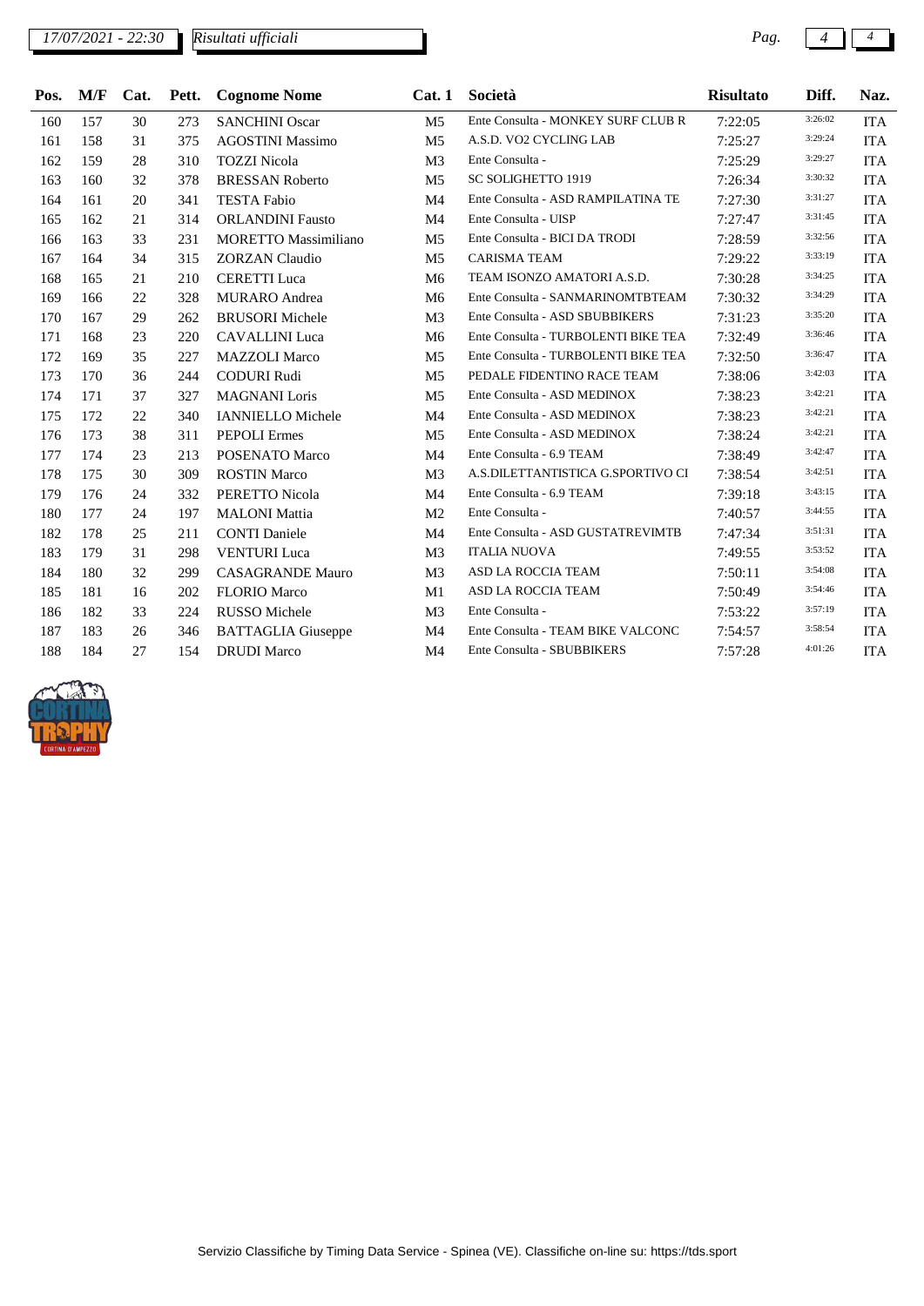| Pos. | M/F | Cat. | Pett. | Cognome Nome | Cat. 1 | Società | Risultato | Diff. | Naz. |
|---|---|---|---|---|---|---|---|---|---|
| 160 | 157 | 30 | 273 | SANCHINI Oscar | M5 | Ente Consulta - MONKEY SURF CLUB R | 7:22:05 | 3:26:02 | ITA |
| 161 | 158 | 31 | 375 | AGOSTINI Massimo | M5 | A.S.D. VO2 CYCLING LAB | 7:25:27 | 3:29:24 | ITA |
| 162 | 159 | 28 | 310 | TOZZI Nicola | M3 | Ente Consulta - | 7:25:29 | 3:29:27 | ITA |
| 163 | 160 | 32 | 378 | BRESSAN Roberto | M5 | SC SOLIGHETTO 1919 | 7:26:34 | 3:30:32 | ITA |
| 164 | 161 | 20 | 341 | TESTA Fabio | M4 | Ente Consulta - ASD RAMPILATINA TE | 7:27:30 | 3:31:27 | ITA |
| 165 | 162 | 21 | 314 | ORLANDINI Fausto | M4 | Ente Consulta - UISP | 7:27:47 | 3:31:45 | ITA |
| 166 | 163 | 33 | 231 | MORETTO Massimiliano | M5 | Ente Consulta - BICI DA TRODI | 7:28:59 | 3:32:56 | ITA |
| 167 | 164 | 34 | 315 | ZORZAN Claudio | M5 | CARISMA TEAM | 7:29:22 | 3:33:19 | ITA |
| 168 | 165 | 21 | 210 | CERETTI Luca | M6 | TEAM ISONZO AMATORI A.S.D. | 7:30:28 | 3:34:25 | ITA |
| 169 | 166 | 22 | 328 | MURARO Andrea | M6 | Ente Consulta - SANMARINOMTBTEAM | 7:30:32 | 3:34:29 | ITA |
| 170 | 167 | 29 | 262 | BRUSORI Michele | M3 | Ente Consulta - ASD SBUBBIKERS | 7:31:23 | 3:35:20 | ITA |
| 171 | 168 | 23 | 220 | CAVALLINI Luca | M6 | Ente Consulta - TURBOLENTI BIKE TEA | 7:32:49 | 3:36:46 | ITA |
| 172 | 169 | 35 | 227 | MAZZOLI Marco | M5 | Ente Consulta - TURBOLENTI BIKE TEA | 7:32:50 | 3:36:47 | ITA |
| 173 | 170 | 36 | 244 | CODURI Rudi | M5 | PEDALE FIDENTINO RACE TEAM | 7:38:06 | 3:42:03 | ITA |
| 174 | 171 | 37 | 327 | MAGNANI Loris | M5 | Ente Consulta - ASD MEDINOX | 7:38:23 | 3:42:21 | ITA |
| 175 | 172 | 22 | 340 | IANNIELLO Michele | M4 | Ente Consulta - ASD MEDINOX | 7:38:23 | 3:42:21 | ITA |
| 176 | 173 | 38 | 311 | PEPOLI Ermes | M5 | Ente Consulta - ASD MEDINOX | 7:38:24 | 3:42:21 | ITA |
| 177 | 174 | 23 | 213 | POSENATO Marco | M4 | Ente Consulta - 6.9 TEAM | 7:38:49 | 3:42:47 | ITA |
| 178 | 175 | 30 | 309 | ROSTIN Marco | M3 | A.S.DILETTANTISTICA G.SPORTIVO CI | 7:38:54 | 3:42:51 | ITA |
| 179 | 176 | 24 | 332 | PERETTO Nicola | M4 | Ente Consulta - 6.9 TEAM | 7:39:18 | 3:43:15 | ITA |
| 180 | 177 | 24 | 197 | MALONI Mattia | M2 | Ente Consulta - | 7:40:57 | 3:44:55 | ITA |
| 182 | 178 | 25 | 211 | CONTI Daniele | M4 | Ente Consulta - ASD GUSTATREVIMTB | 7:47:34 | 3:51:31 | ITA |
| 183 | 179 | 31 | 298 | VENTURI Luca | M3 | ITALIA NUOVA | 7:49:55 | 3:53:52 | ITA |
| 184 | 180 | 32 | 299 | CASAGRANDE Mauro | M3 | ASD LA ROCCIA TEAM | 7:50:11 | 3:54:08 | ITA |
| 185 | 181 | 16 | 202 | FLORIO Marco | M1 | ASD LA ROCCIA TEAM | 7:50:49 | 3:54:46 | ITA |
| 186 | 182 | 33 | 224 | RUSSO Michele | M3 | Ente Consulta - | 7:53:22 | 3:57:19 | ITA |
| 187 | 183 | 26 | 346 | BATTAGLIA Giuseppe | M4 | Ente Consulta - TEAM BIKE VALCONC | 7:54:57 | 3:58:54 | ITA |
| 188 | 184 | 27 | 154 | DRUDI Marco | M4 | Ente Consulta - SBUBBIKERS | 7:57:28 | 4:01:26 | ITA |